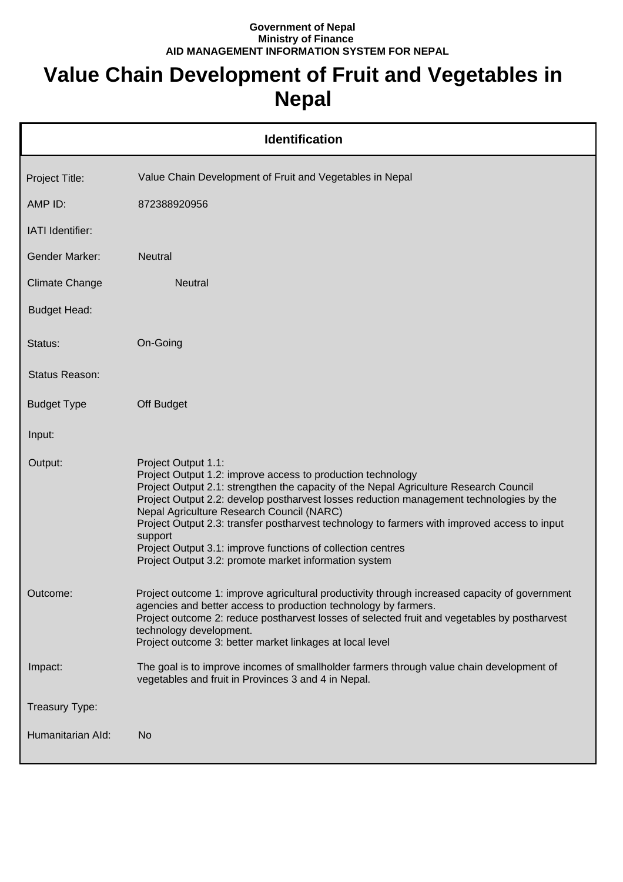**Government of Nepal**
**Ministry of Finance**
**AID MANAGEMENT INFORMATION SYSTEM FOR NEPAL**

# Value Chain Development of Fruit and Vegetables in Nepal

## Identification

| | |
|---|---|
| Project Title: | Value Chain Development of Fruit and Vegetables in Nepal |
| AMP ID: | 872388920956 |
| IATI Identifier: | |
| Gender Marker: | Neutral |
| Climate Change | Neutral |
| Budget Head: | |
| Status: | On-Going |
| Status Reason: | |
| Budget Type | Off Budget |
| Input: | |
| Output: | Project Output 1.1:<br>Project Output 1.2: improve access to production technology<br>Project Output 2.1: strengthen the capacity of the Nepal Agriculture Research Council<br>Project Output 2.2: develop postharvest losses reduction management technologies by the Nepal Agriculture Research Council (NARC)<br>Project Output 2.3: transfer postharvest technology to farmers with improved access to input support<br>Project Output 3.1: improve functions of collection centres<br>Project Output 3.2: promote market information system |
| Outcome: | Project outcome 1: improve agricultural productivity through increased capacity of government agencies and better access to production technology by farmers.<br>Project outcome 2: reduce postharvest losses of selected fruit and vegetables by postharvest technology development.<br>Project outcome 3: better market linkages at local level |
| Impact: | The goal is to improve incomes of smallholder farmers through value chain development of vegetables and fruit in Provinces 3 and 4 in Nepal. |
| Treasury Type: | |
| Humanitarian AId: | No |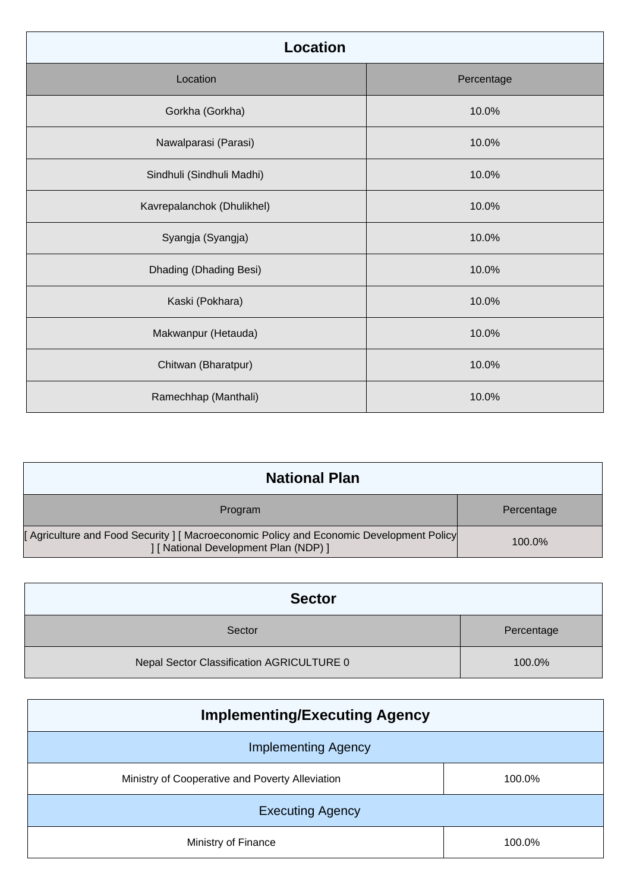## Location

| Location | Percentage |
|---|---|
| Gorkha (Gorkha) | 10.0% |
| Nawalparasi (Parasi) | 10.0% |
| Sindhuli (Sindhuli Madhi) | 10.0% |
| Kavrepalanchok (Dhulikhel) | 10.0% |
| Syangja (Syangja) | 10.0% |
| Dhading (Dhading Besi) | 10.0% |
| Kaski (Pokhara) | 10.0% |
| Makwanpur (Hetauda) | 10.0% |
| Chitwan (Bharatpur) | 10.0% |
| Ramechhap (Manthali) | 10.0% |

## National Plan

| Program | Percentage |
|---|---|
| [ Agriculture and Food Security ] [ Macroeconomic Policy and Economic Development Policy ] [ National Development Plan (NDP) ] | 100.0% |

## Sector

| Sector | Percentage |
|---|---|
| Nepal Sector Classification AGRICULTURE 0 | 100.0% |

## Implementing/Executing Agency

| Implementing Agency | |
|---|---|
| Ministry of Cooperative and Poverty Alleviation | 100.0% |
| **Executing Agency** | |
| Ministry of Finance | 100.0% |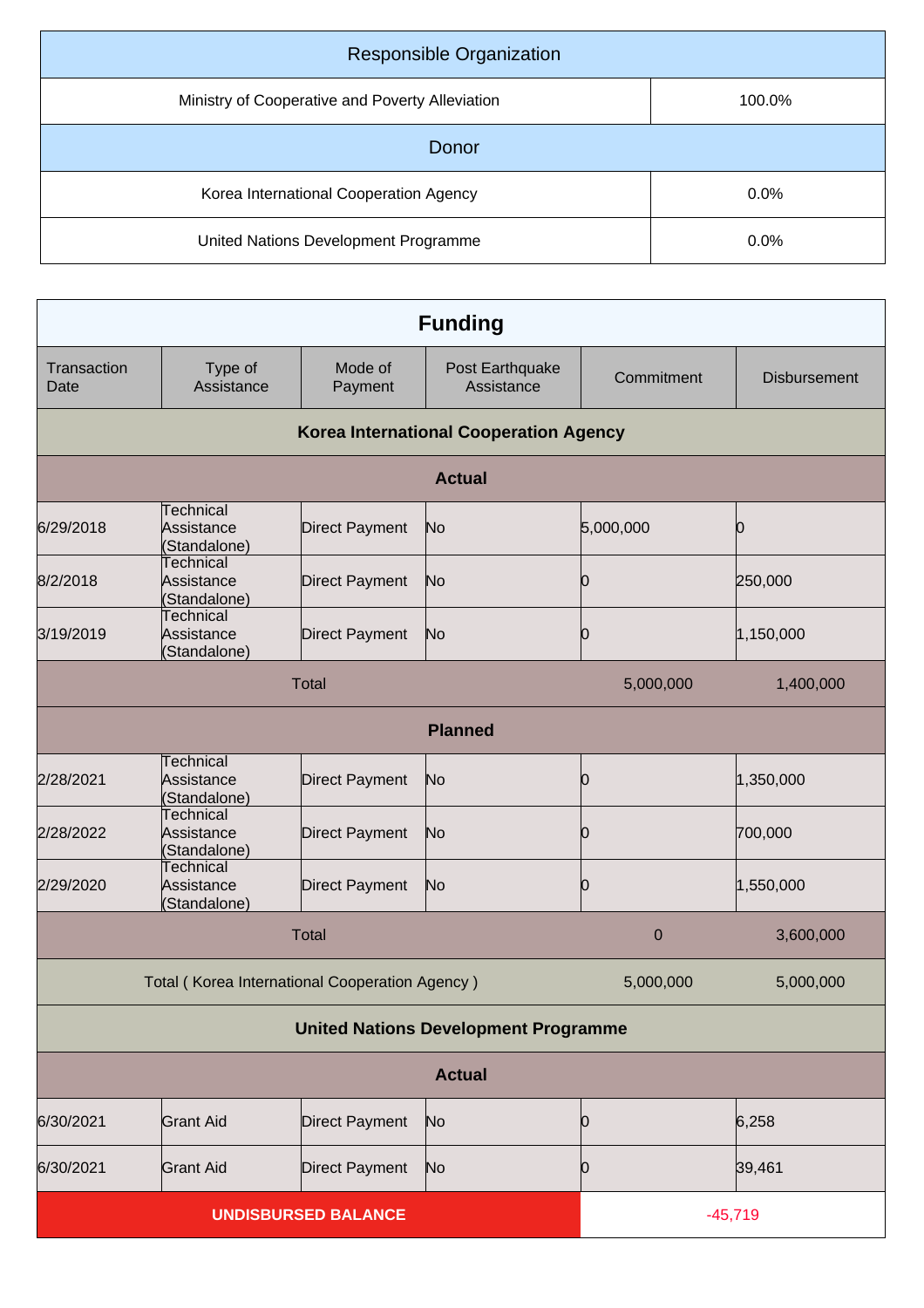| Responsible Organization | |
|---|---|
| Ministry of Cooperative and Poverty Alleviation | 100.0% |

| Donor | |
|---|---|
| Korea International Cooperation Agency | 0.0% |
| United Nations Development Programme | 0.0% |

## Funding

| Transaction Date | Type of Assistance | Mode of Payment | Post Earthquake Assistance | Commitment | Disbursement |
|---|---|---|---|---|---|
| **Korea International Cooperation Agency** | | | | | |
| **Actual** | | | | | |
| 6/29/2018 | Technical Assistance (Standalone) | Direct Payment | No | 5,000,000 | 0 |
| 8/2/2018 | Technical Assistance (Standalone) | Direct Payment | No | 0 | 250,000 |
| 3/19/2019 | Technical Assistance (Standalone) | Direct Payment | No | 0 | 1,150,000 |
| Total | | | | 5,000,000 | 1,400,000 |
| **Planned** | | | | | |
| 2/28/2021 | Technical Assistance (Standalone) | Direct Payment | No | 0 | 1,350,000 |
| 2/28/2022 | Technical Assistance (Standalone) | Direct Payment | No | 0 | 700,000 |
| 2/29/2020 | Technical Assistance (Standalone) | Direct Payment | No | 0 | 1,550,000 |
| Total | | | | 0 | 3,600,000 |
| Total ( Korea International Cooperation Agency ) | | | | 5,000,000 | 5,000,000 |
| **United Nations Development Programme** | | | | | |
| **Actual** | | | | | |
| 6/30/2021 | Grant Aid | Direct Payment | No | 0 | 6,258 |
| 6/30/2021 | Grant Aid | Direct Payment | No | 0 | 39,461 |
| **UNDISBURSED BALANCE** | | | | -45,719 | |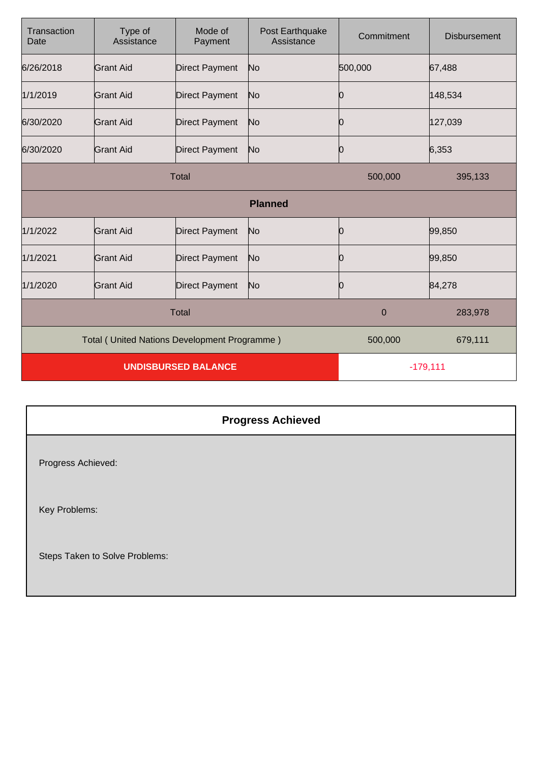| Transaction Date | Type of Assistance | Mode of Payment | Post Earthquake Assistance | Commitment | Disbursement |
|---|---|---|---|---|---|
| 6/26/2018 | Grant Aid | Direct Payment | No | 500,000 | 67,488 |
| 1/1/2019 | Grant Aid | Direct Payment | No | 0 | 148,534 |
| 6/30/2020 | Grant Aid | Direct Payment | No | 0 | 127,039 |
| 6/30/2020 | Grant Aid | Direct Payment | No | 0 | 6,353 |
| Total | | | | 500,000 | 395,133 |
| **Planned** | | | | | |
| 1/1/2022 | Grant Aid | Direct Payment | No | 0 | 99,850 |
| 1/1/2021 | Grant Aid | Direct Payment | No | 0 | 99,850 |
| 1/1/2020 | Grant Aid | Direct Payment | No | 0 | 84,278 |
| Total | | | | 0 | 283,978 |
| Total ( United Nations Development Programme ) | | | | 500,000 | 679,111 |
| **UNDISBURSED BALANCE** | | | | -179,111 | |

## Progress Achieved

Progress Achieved:

Key Problems:

Steps Taken to Solve Problems: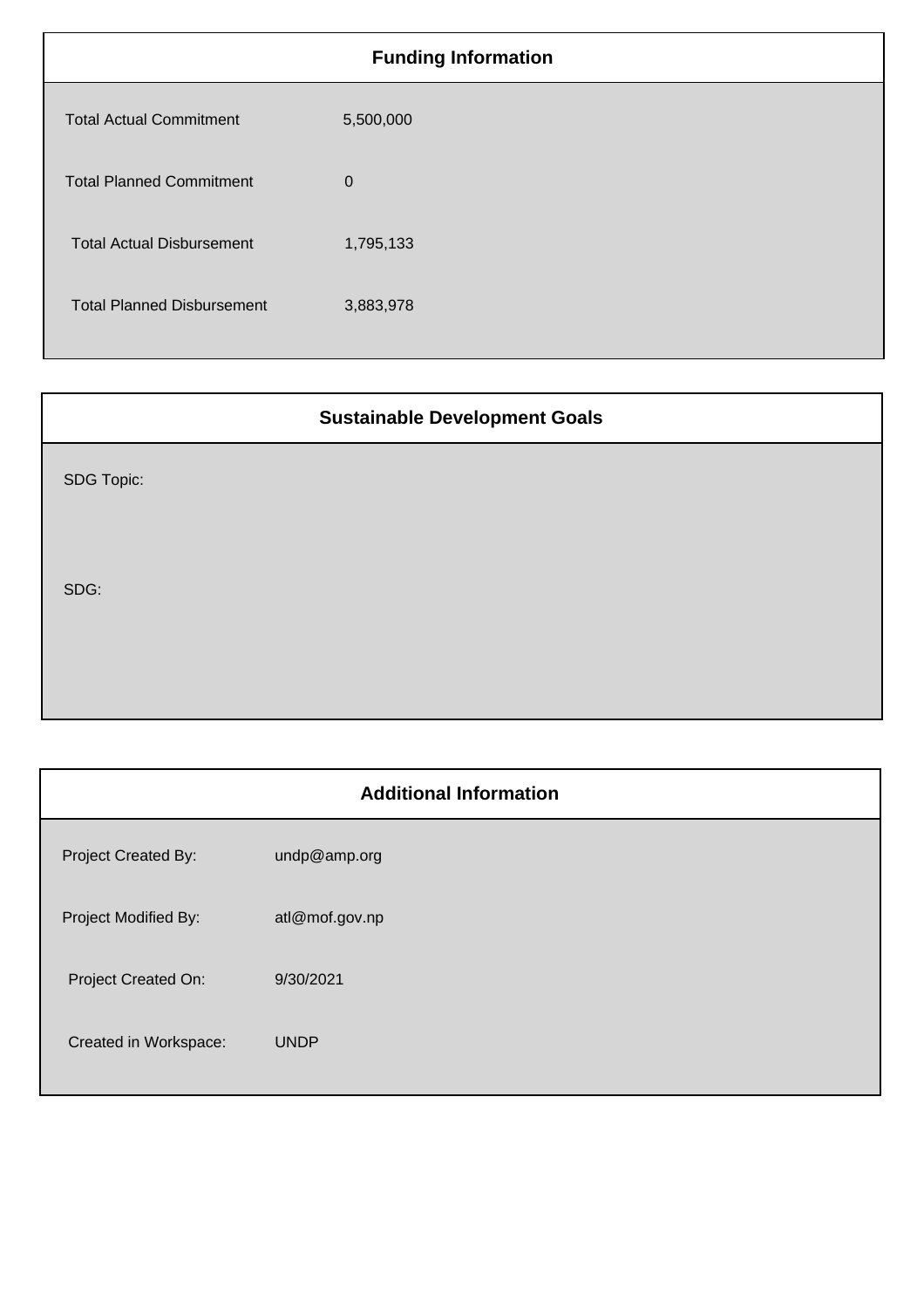## Funding Information

| | |
|---|---|
| Total Actual Commitment | 5,500,000 |
| Total Planned Commitment | 0 |
| Total Actual Disbursement | 1,795,133 |
| Total Planned Disbursement | 3,883,978 |

## Sustainable Development Goals

SDG Topic:

SDG:

## Additional Information

| | |
|---|---|
| Project Created By: | undp@amp.org |
| Project Modified By: | atl@mof.gov.np |
| Project Created On: | 9/30/2021 |
| Created in Workspace: | UNDP |